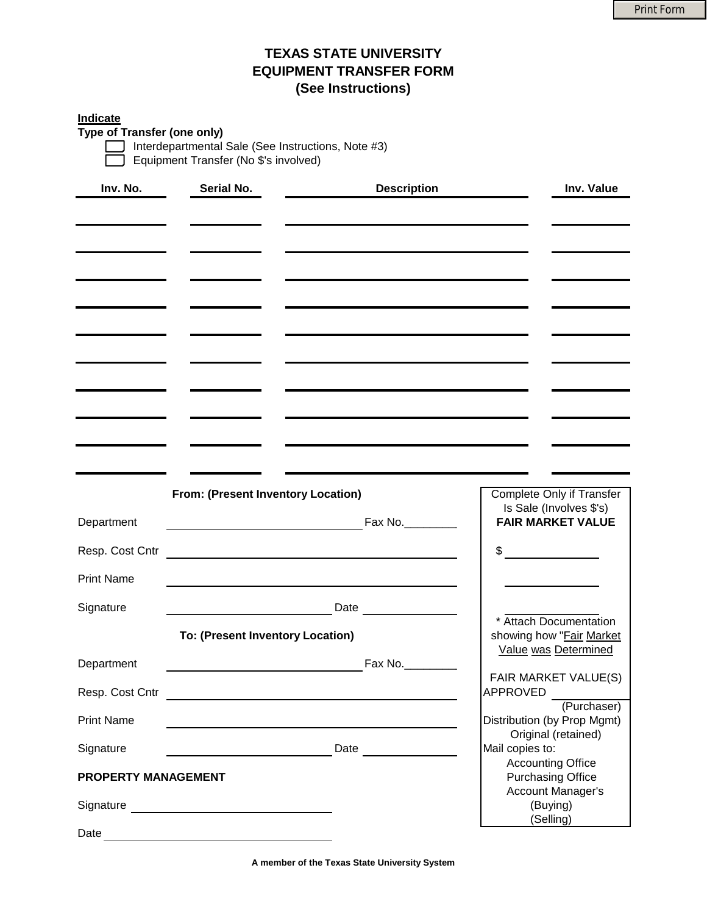# TEXAS STATE UNIVERSITY
# EQUIPMENT TRANSFER FORM
## (See Instructions)

**Indicate**
**Type of Transfer (one only)**

- [ ] Interdepartmental Sale (See Instructions, Note #3)
- [ ] Equipment Transfer (No $'s involved)

| Inv. No. | Serial No. | Description | Inv. Value |
|---|---|---|---|
| | | | |
| | | | |
| | | | |
| | | | |
| | | | |
| | | | |
| | | | |
| | | | |
| | | | |
| | | | |

**From: (Present Inventory Location)**

Department ______________________________ Fax No.________

Resp. Cost Cntr ______________________________

Print Name ______________________________

Signature __________________________ Date ______________

**To: (Present Inventory Location)**

Department ______________________________ Fax No.________

Resp. Cost Cntr ______________________________

Print Name ______________________________

Signature __________________________ Date ______________

**PROPERTY MANAGEMENT**

Signature ______________________________

Date ______________________________

Complete Only if Transfer Is Sale (Involves $'s)
**FAIR MARKET VALUE**

$ ______________

______________

______________

* Attach Documentation showing how "Fair Market Value was Determined

FAIR MARKET VALUE(S) APPROVED ______________
(Purchaser)

Distribution (by Prop Mgmt)
Original (retained)
Mail copies to:
Accounting Office
Purchasing Office
Account Manager's
(Buying)
(Selling)

**A member of the Texas State University System**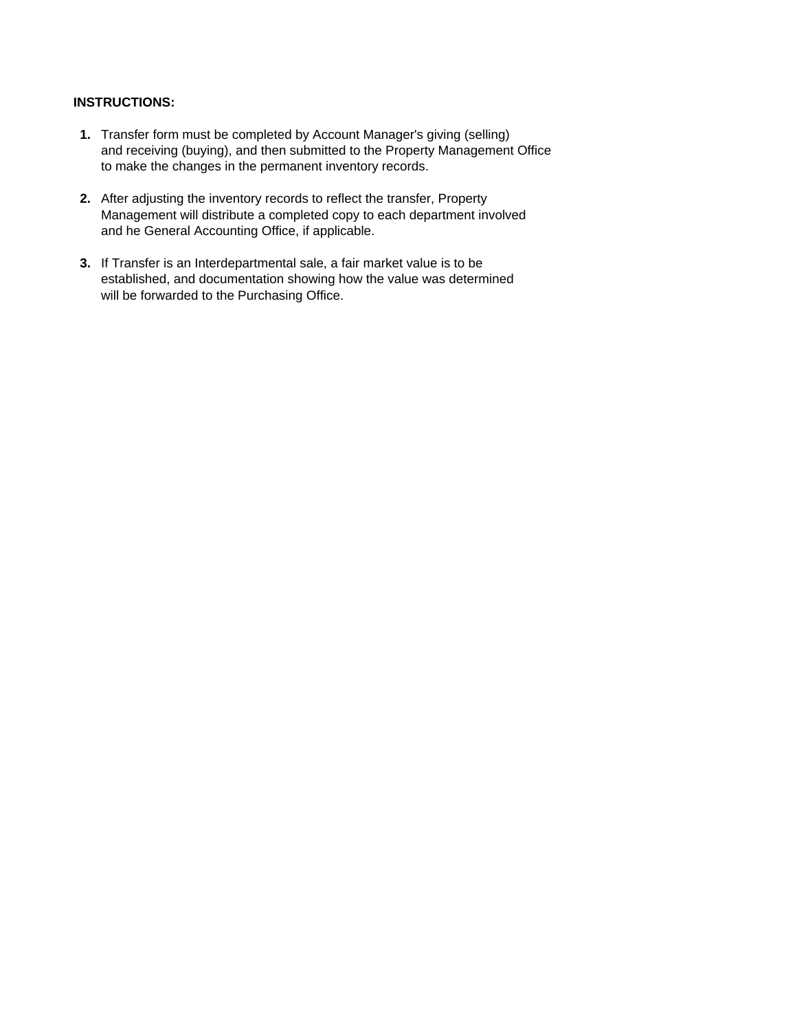**INSTRUCTIONS:**

1. Transfer form must be completed by Account Manager's giving (selling) and receiving (buying), and then submitted to the Property Management Office to make the changes in the permanent inventory records.

2. After adjusting the inventory records to reflect the transfer, Property Management will distribute a completed copy to each department involved and he General Accounting Office, if applicable.

3. If Transfer is an Interdepartmental sale, a fair market value is to be established, and documentation showing how the value was determined will be forwarded to the Purchasing Office.